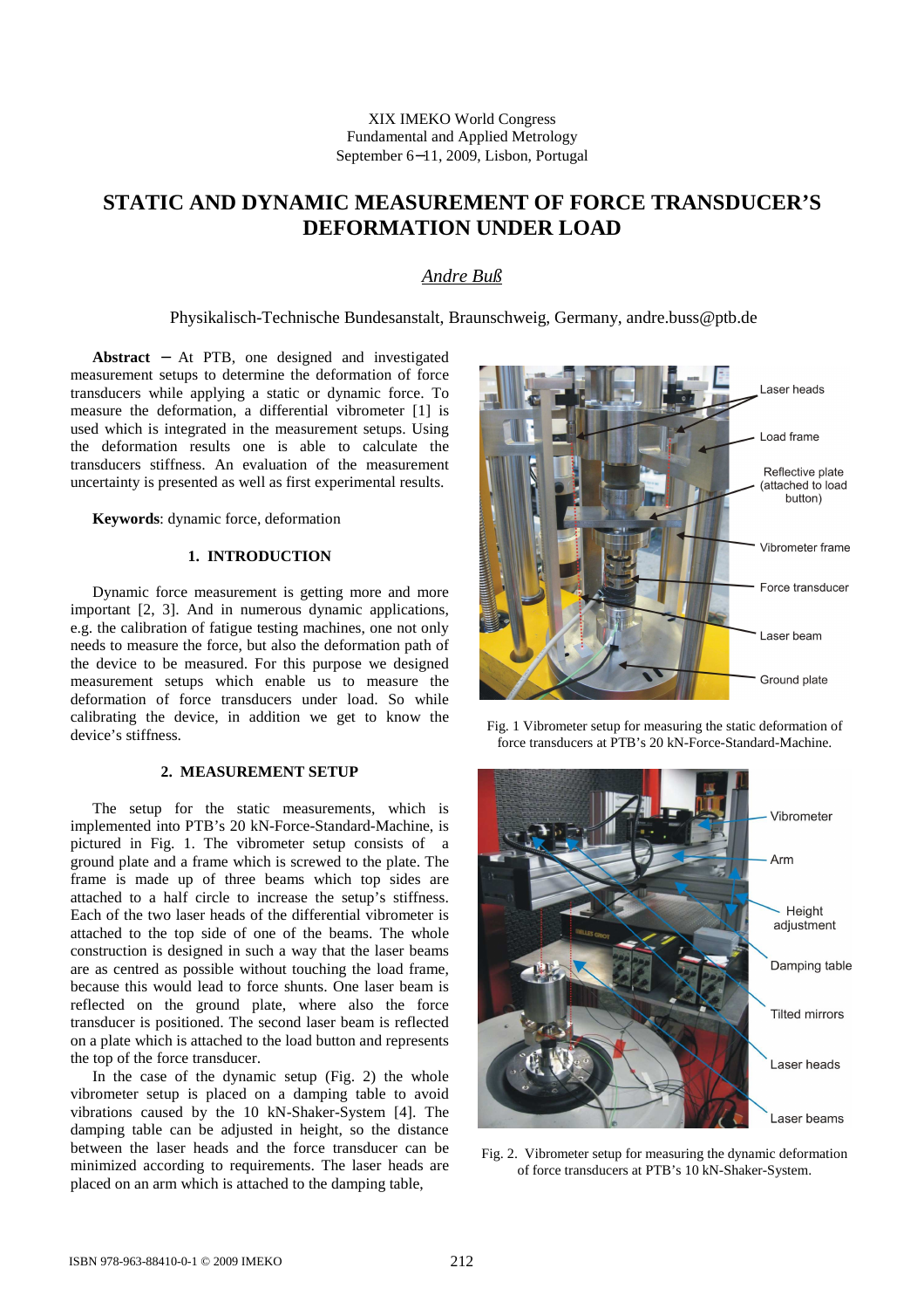XIX IMEKO World Congress
Fundamental and Applied Metrology
September 6−11, 2009, Lisbon, Portugal

# STATIC AND DYNAMIC MEASUREMENT OF FORCE TRANSDUCER'S DEFORMATION UNDER LOAD

*Andre Buß*

Physikalisch-Technische Bundesanstalt, Braunschweig, Germany, andre.buss@ptb.de

**Abstract** − At PTB, one designed and investigated measurement setups to determine the deformation of force transducers while applying a static or dynamic force. To measure the deformation, a differential vibrometer [1] is used which is integrated in the measurement setups. Using the deformation results one is able to calculate the transducers stiffness. An evaluation of the measurement uncertainty is presented as well as first experimental results.

**Keywords**: dynamic force, deformation

## 1. INTRODUCTION

Dynamic force measurement is getting more and more important [2, 3]. And in numerous dynamic applications, e.g. the calibration of fatigue testing machines, one not only needs to measure the force, but also the deformation path of the device to be measured. For this purpose we designed measurement setups which enable us to measure the deformation of force transducers under load. So while calibrating the device, in addition we get to know the device's stiffness.

## 2. MEASUREMENT SETUP

The setup for the static measurements, which is implemented into PTB's 20 kN-Force-Standard-Machine, is pictured in Fig. 1. The vibrometer setup consists of a ground plate and a frame which is screwed to the plate. The frame is made up of three beams which top sides are attached to a half circle to increase the setup's stiffness. Each of the two laser heads of the differential vibrometer is attached to the top side of one of the beams. The whole construction is designed in such a way that the laser beams are as centred as possible without touching the load frame, because this would lead to force shunts. One laser beam is reflected on the ground plate, where also the force transducer is positioned. The second laser beam is reflected on a plate which is attached to the load button and represents the top of the force transducer.

In the case of the dynamic setup (Fig. 2) the whole vibrometer setup is placed on a damping table to avoid vibrations caused by the 10 kN-Shaker-System [4]. The damping table can be adjusted in height, so the distance between the laser heads and the force transducer can be minimized according to requirements. The laser heads are placed on an arm which is attached to the damping table,

Laser heads
Load frame
Reflective plate (attached to load button)
Vibrometer frame
Force transducer
Laser beam
Ground plate

Fig. 1 Vibrometer setup for measuring the static deformation of force transducers at PTB's 20 kN-Force-Standard-Machine.

Vibrometer
Arm
Height adjustment
Damping table
Tilted mirrors
Laser heads
Laser beams

Fig. 2. Vibrometer setup for measuring the dynamic deformation of force transducers at PTB's 10 kN-Shaker-System.

ISBN 978-963-88410-0-1 © 2009 IMEKO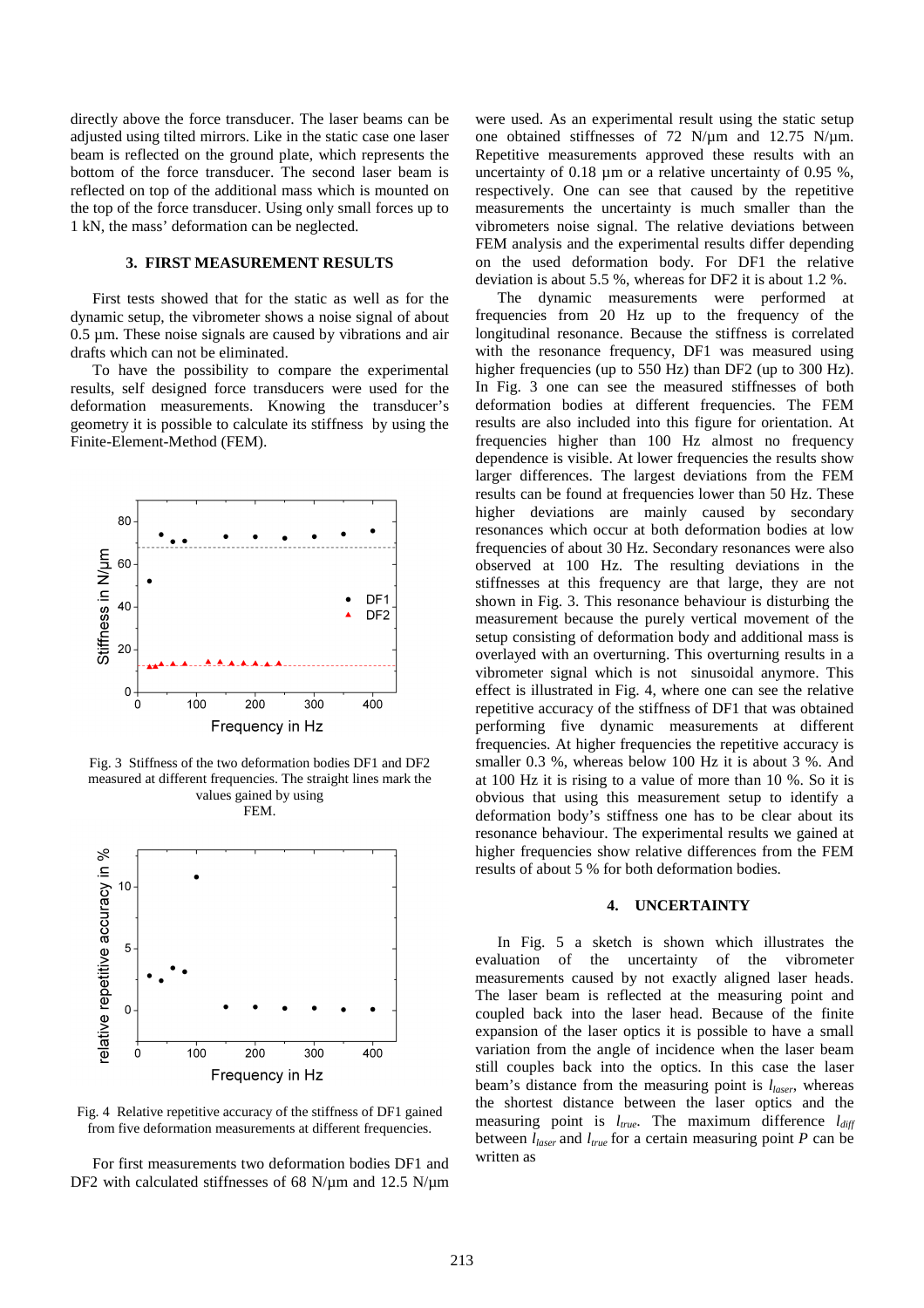directly above the force transducer. The laser beams can be adjusted using tilted mirrors. Like in the static case one laser beam is reflected on the ground plate, which represents the bottom of the force transducer. The second laser beam is reflected on top of the additional mass which is mounted on the top of the force transducer. Using only small forces up to 1 kN, the mass' deformation can be neglected.

## 3. FIRST MEASUREMENT RESULTS

First tests showed that for the static as well as for the dynamic setup, the vibrometer shows a noise signal of about 0.5 µm. These noise signals are caused by vibrations and air drafts which can not be eliminated.

To have the possibility to compare the experimental results, self designed force transducers were used for the deformation measurements. Knowing the transducer's geometry it is possible to calculate its stiffness by using the Finite-Element-Method (FEM).

Fig. 3 Stiffness of the two deformation bodies DF1 and DF2 measured at different frequencies. The straight lines mark the values gained by using FEM.

Fig. 4 Relative repetitive accuracy of the stiffness of DF1 gained from five deformation measurements at different frequencies.

For first measurements two deformation bodies DF1 and DF2 with calculated stiffnesses of 68 N/µm and 12.5 N/µm were used. As an experimental result using the static setup one obtained stiffnesses of 72 N/µm and 12.75 N/µm. Repetitive measurements approved these results with an uncertainty of 0.18 µm or a relative uncertainty of 0.95 %, respectively. One can see that caused by the repetitive measurements the uncertainty is much smaller than the vibrometers noise signal. The relative deviations between FEM analysis and the experimental results differ depending on the used deformation body. For DF1 the relative deviation is about 5.5 %, whereas for DF2 it is about 1.2 %.

The dynamic measurements were performed at frequencies from 20 Hz up to the frequency of the longitudinal resonance. Because the stiffness is correlated with the resonance frequency, DF1 was measured using higher frequencies (up to 550 Hz) than DF2 (up to 300 Hz). In Fig. 3 one can see the measured stiffnesses of both deformation bodies at different frequencies. The FEM results are also included into this figure for orientation. At frequencies higher than 100 Hz almost no frequency dependence is visible. At lower frequencies the results show larger differences. The largest deviations from the FEM results can be found at frequencies lower than 50 Hz. These higher deviations are mainly caused by secondary resonances which occur at both deformation bodies at low frequencies of about 30 Hz. Secondary resonances were also observed at 100 Hz. The resulting deviations in the stiffnesses at this frequency are that large, they are not shown in Fig. 3. This resonance behaviour is disturbing the measurement because the purely vertical movement of the setup consisting of deformation body and additional mass is overlayed with an overturning. This overturning results in a vibrometer signal which is not sinusoidal anymore. This effect is illustrated in Fig. 4, where one can see the relative repetitive accuracy of the stiffness of DF1 that was obtained performing five dynamic measurements at different frequencies. At higher frequencies the repetitive accuracy is smaller 0.3 %, whereas below 100 Hz it is about 3 %. And at 100 Hz it is rising to a value of more than 10 %. So it is obvious that using this measurement setup to identify a deformation body's stiffness one has to be clear about its resonance behaviour. The experimental results we gained at higher frequencies show relative differences from the FEM results of about 5 % for both deformation bodies.

## 4. UNCERTAINTY

In Fig. 5 a sketch is shown which illustrates the evaluation of the uncertainty of the vibrometer measurements caused by not exactly aligned laser heads. The laser beam is reflected at the measuring point and coupled back into the laser head. Because of the finite expansion of the laser optics it is possible to have a small variation from the angle of incidence when the laser beam still couples back into the optics. In this case the laser beam's distance from the measuring point is $l_{laser}$, whereas the shortest distance between the laser optics and the measuring point is $l_{true}$. The maximum difference $l_{diff}$ between $l_{laser}$ and $l_{true}$ for a certain measuring point $P$ can be written as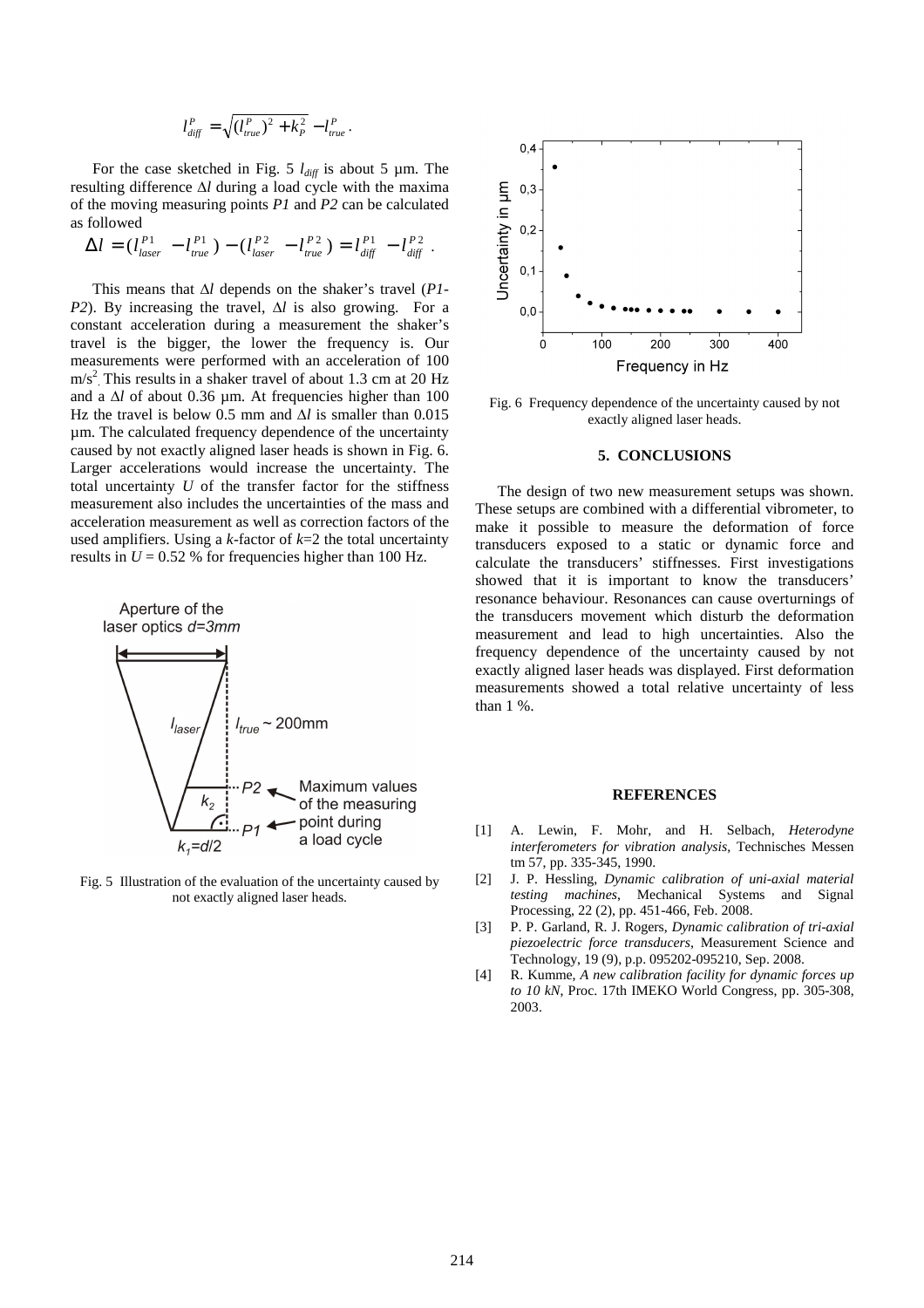$$l_{diff}^{P} = \sqrt{(l_{true}^{P})^2 + k_P^2} - l_{true}^{P} .$$

For the case sketched in Fig. 5 $l_{diff}$ is about 5 µm. The resulting difference $\Delta l$ during a load cycle with the maxima of the moving measuring points *P1* and *P2* can be calculated as followed

$$\Delta l = (l_{laser}^{P1} - l_{true}^{P1}) - (l_{laser}^{P2} - l_{true}^{P2}) = l_{diff}^{P1} - l_{diff}^{P2} .$$

This means that $\Delta l$ depends on the shaker's travel (*P1*-*P2*). By increasing the travel, $\Delta l$ is also growing. For a constant acceleration during a measurement the shaker's travel is the bigger, the lower the frequency is. Our measurements were performed with an acceleration of 100 $m/s^2$. This results in a shaker travel of about 1.3 cm at 20 Hz and a $\Delta l$ of about 0.36 µm. At frequencies higher than 100 Hz the travel is below 0.5 mm and $\Delta l$ is smaller than 0.015 µm. The calculated frequency dependence of the uncertainty caused by not exactly aligned laser heads is shown in Fig. 6. Larger accelerations would increase the uncertainty. The total uncertainty $U$ of the transfer factor for the stiffness measurement also includes the uncertainties of the mass and acceleration measurement as well as correction factors of the used amplifiers. Using a $k$-factor of $k$=2 the total uncertainty results in $U$ = 0.52 % for frequencies higher than 100 Hz.

Aperture of the laser optics *d=3mm*

$l_{laser}$

$l_{true}$ ~ 200mm

$k_2$

*P2*

*P1*

$k_1$=d/2

Maximum values of the measuring point during a load cycle

Fig. 5 Illustration of the evaluation of the uncertainty caused by not exactly aligned laser heads.

Uncertainty in µm

0,4

0,3

0,2

0,1

0,0

0 100 200 300 400

Frequency in Hz

Fig. 6 Frequency dependence of the uncertainty caused by not exactly aligned laser heads.

## 5. CONCLUSIONS

The design of two new measurement setups was shown. These setups are combined with a differential vibrometer, to make it possible to measure the deformation of force transducers exposed to a static or dynamic force and calculate the transducers' stiffnesses. First investigations showed that it is important to know the transducers' resonance behaviour. Resonances can cause overturnings of the transducers movement which disturb the deformation measurement and lead to high uncertainties. Also the frequency dependence of the uncertainty caused by not exactly aligned laser heads was displayed. First deformation measurements showed a total relative uncertainty of less than 1 %.

## REFERENCES

[1] A. Lewin, F. Mohr, and H. Selbach, *Heterodyne interferometers for vibration analysis*, Technisches Messen tm 57, pp. 335-345, 1990.

[2] J. P. Hessling, *Dynamic calibration of uni-axial material testing machines*, Mechanical Systems and Signal Processing, 22 (2), pp. 451-466, Feb. 2008.

[3] P. P. Garland, R. J. Rogers, *Dynamic calibration of tri-axial piezoelectric force transducers*, Measurement Science and Technology, 19 (9), p.p. 095202-095210, Sep. 2008.

[4] R. Kumme, *A new calibration facility for dynamic forces up to 10 kN*, Proc. 17th IMEKO World Congress, pp. 305-308, 2003.